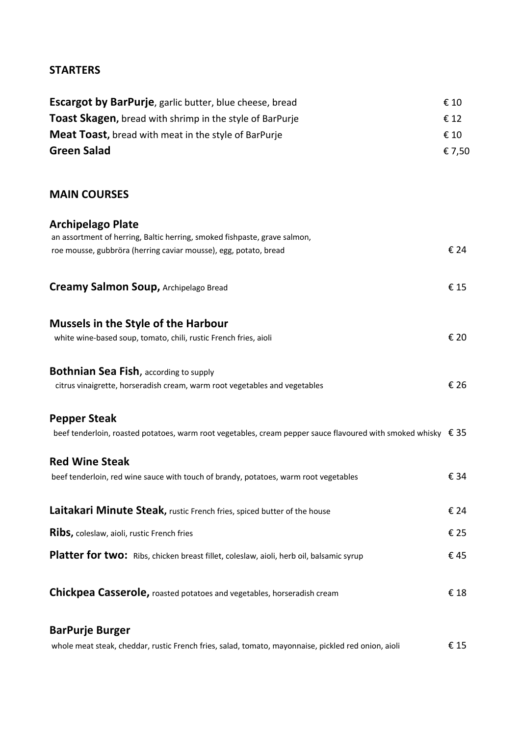## STARTERS

**Escargot by BarPurje**, garlic butter, blue cheese, bread € 10

**Toast Skagen,** bread with shrimp in the style of BarPurje € 12

**Meat Toast,** bread with meat in the style of BarPurje € 10

**Green Salad** € 7,50

## MAIN COURSES

**Archipelago Plate**
an assortment of herring, Baltic herring, smoked fishpaste, grave salmon,
roe mousse, gubbröra (herring caviar mousse), egg, potato, bread € 24

**Creamy Salmon Soup,** Archipelago Bread € 15

**Mussels in the Style of the Harbour**
white wine-based soup, tomato, chili, rustic French fries, aioli € 20

**Bothnian Sea Fish**, according to supply
citrus vinaigrette, horseradish cream, warm root vegetables and vegetables € 26

**Pepper Steak**
beef tenderloin, roasted potatoes, warm root vegetables, cream pepper sauce flavoured with smoked whisky € 35

**Red Wine Steak**
beef tenderloin, red wine sauce with touch of brandy, potatoes, warm root vegetables € 34

**Laitakari Minute Steak,** rustic French fries, spiced butter of the house € 24

**Ribs,** coleslaw, aioli, rustic French fries € 25

**Platter for two:** Ribs, chicken breast fillet, coleslaw, aioli, herb oil, balsamic syrup € 45

**Chickpea Casserole,** roasted potatoes and vegetables, horseradish cream € 18

**BarPurje Burger**
whole meat steak, cheddar, rustic French fries, salad, tomato, mayonnaise, pickled red onion, aioli € 15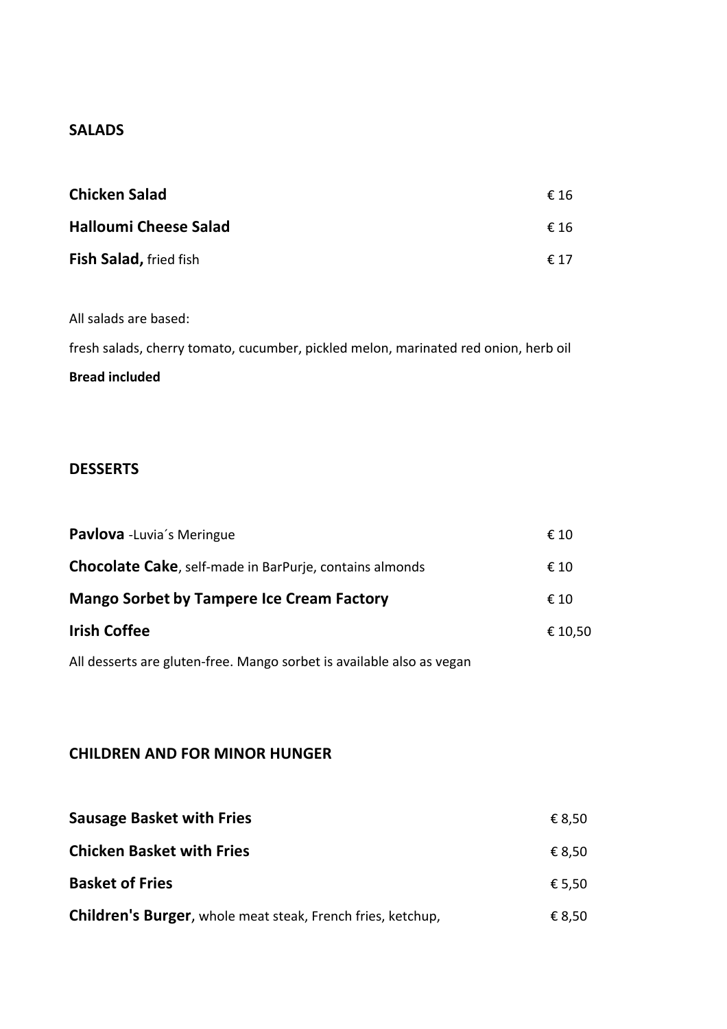## SALADS

| | |
|---|---|
| **Chicken Salad** | € 16 |
| **Halloumi Cheese Salad** | € 16 |
| **Fish Salad,** fried fish | € 17 |

All salads are based:

fresh salads, cherry tomato, cucumber, pickled melon, marinated red onion, herb oil

**Bread included**

## DESSERTS

| | |
|---|---|
| **Pavlova** -Luvia´s Meringue | € 10 |
| **Chocolate Cake**, self-made in BarPurje, contains almonds | € 10 |
| **Mango Sorbet by Tampere Ice Cream Factory** | € 10 |
| **Irish Coffee** | € 10,50 |

All desserts are gluten-free. Mango sorbet is available also as vegan

## CHILDREN AND FOR MINOR HUNGER

| | |
|---|---|
| **Sausage Basket with Fries** | € 8,50 |
| **Chicken Basket with Fries** | € 8,50 |
| **Basket of Fries** | € 5,50 |
| **Children's Burger**, whole meat steak, French fries, ketchup, | € 8,50 |